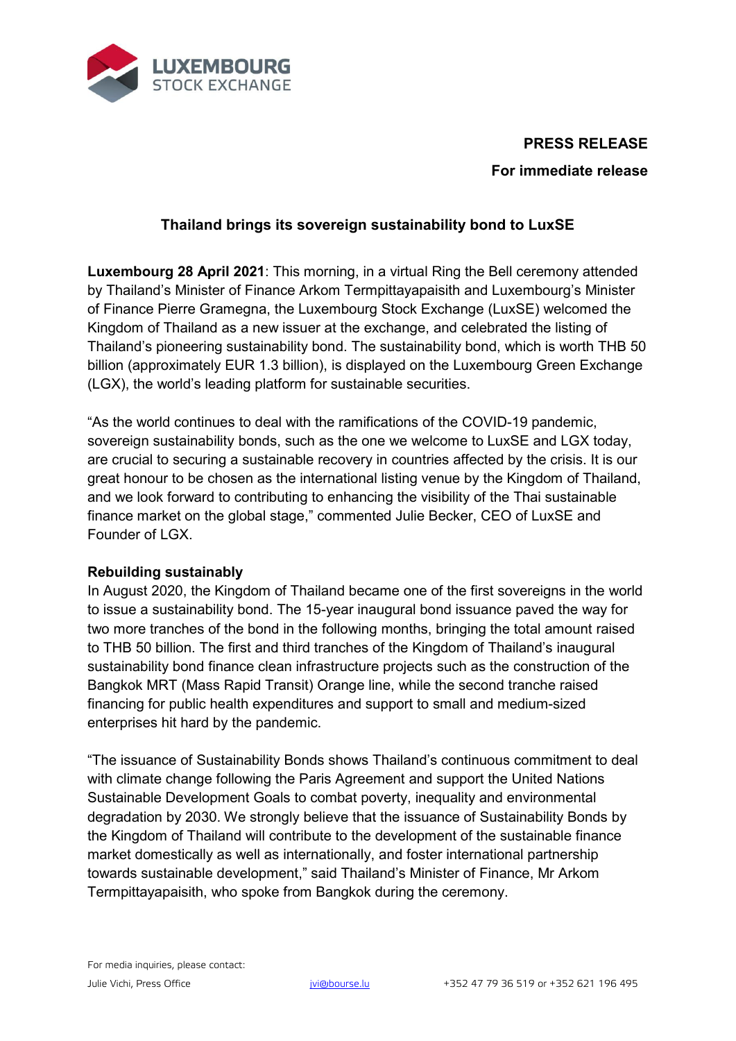**PRESS RELEASE**

**For immediate release**

# Thailand brings its sovereign sustainability bond to LuxSE

**Luxembourg 28 April 2021**: This morning, in a virtual Ring the Bell ceremony attended by Thailand's Minister of Finance Arkom Termpittayapaisith and Luxembourg's Minister of Finance Pierre Gramegna, the Luxembourg Stock Exchange (LuxSE) welcomed the Kingdom of Thailand as a new issuer at the exchange, and celebrated the listing of Thailand's pioneering sustainability bond. The sustainability bond, which is worth THB 50 billion (approximately EUR 1.3 billion), is displayed on the Luxembourg Green Exchange (LGX), the world's leading platform for sustainable securities.

"As the world continues to deal with the ramifications of the COVID-19 pandemic, sovereign sustainability bonds, such as the one we welcome to LuxSE and LGX today, are crucial to securing a sustainable recovery in countries affected by the crisis. It is our great honour to be chosen as the international listing venue by the Kingdom of Thailand, and we look forward to contributing to enhancing the visibility of the Thai sustainable finance market on the global stage," commented Julie Becker, CEO of LuxSE and Founder of LGX.

**Rebuilding sustainably**

In August 2020, the Kingdom of Thailand became one of the first sovereigns in the world to issue a sustainability bond. The 15-year inaugural bond issuance paved the way for two more tranches of the bond in the following months, bringing the total amount raised to THB 50 billion. The first and third tranches of the Kingdom of Thailand's inaugural sustainability bond finance clean infrastructure projects such as the construction of the Bangkok MRT (Mass Rapid Transit) Orange line, while the second tranche raised financing for public health expenditures and support to small and medium-sized enterprises hit hard by the pandemic.

"The issuance of Sustainability Bonds shows Thailand's continuous commitment to deal with climate change following the Paris Agreement and support the United Nations Sustainable Development Goals to combat poverty, inequality and environmental degradation by 2030. We strongly believe that the issuance of Sustainability Bonds by the Kingdom of Thailand will contribute to the development of the sustainable finance market domestically as well as internationally, and foster international partnership towards sustainable development," said Thailand's Minister of Finance, Mr Arkom Termpittayapaisith, who spoke from Bangkok during the ceremony.

For media inquiries, please contact:
Julie Vichi, Press Office jvi@bourse.lu +352 47 79 36 519 or +352 621 196 495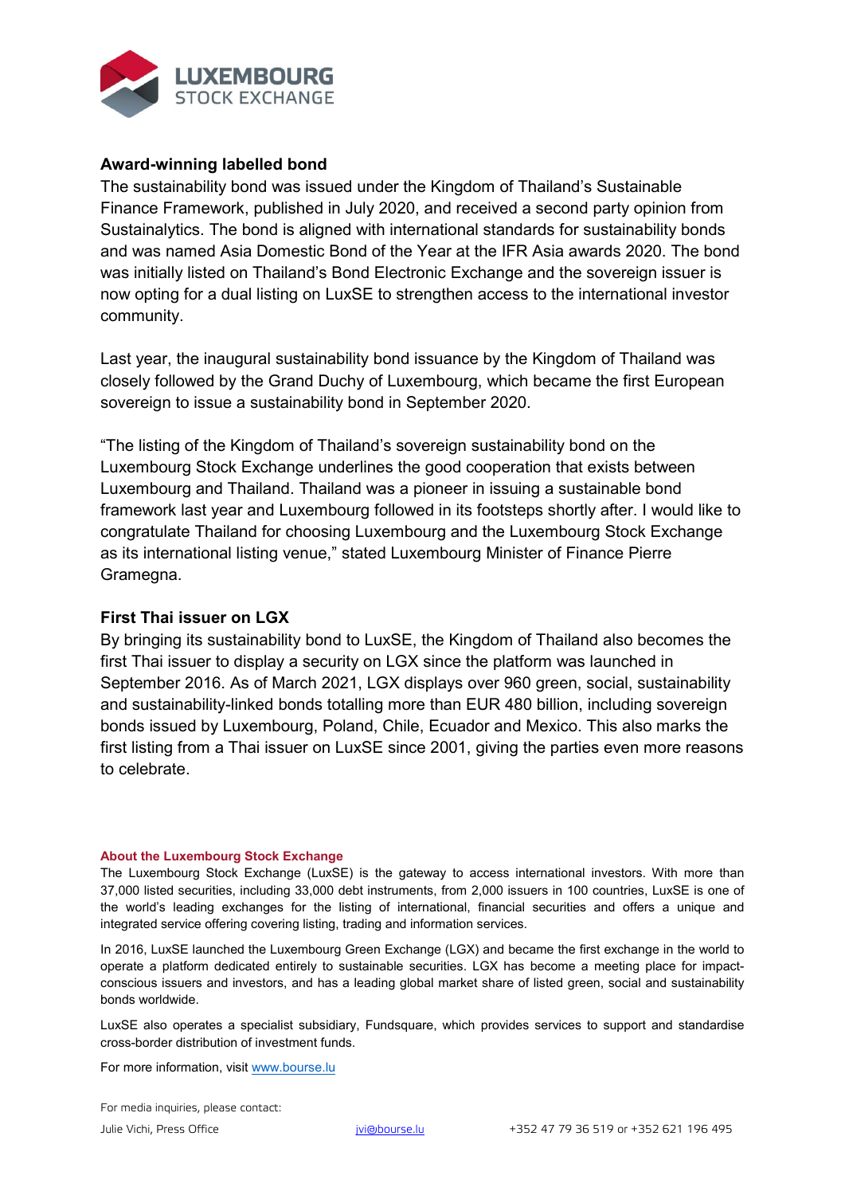## Award-winning labelled bond

The sustainability bond was issued under the Kingdom of Thailand's Sustainable Finance Framework, published in July 2020, and received a second party opinion from Sustainalytics. The bond is aligned with international standards for sustainability bonds and was named Asia Domestic Bond of the Year at the IFR Asia awards 2020. The bond was initially listed on Thailand's Bond Electronic Exchange and the sovereign issuer is now opting for a dual listing on LuxSE to strengthen access to the international investor community.

Last year, the inaugural sustainability bond issuance by the Kingdom of Thailand was closely followed by the Grand Duchy of Luxembourg, which became the first European sovereign to issue a sustainability bond in September 2020.

"The listing of the Kingdom of Thailand's sovereign sustainability bond on the Luxembourg Stock Exchange underlines the good cooperation that exists between Luxembourg and Thailand. Thailand was a pioneer in issuing a sustainable bond framework last year and Luxembourg followed in its footsteps shortly after. I would like to congratulate Thailand for choosing Luxembourg and the Luxembourg Stock Exchange as its international listing venue," stated Luxembourg Minister of Finance Pierre Gramegna.

## First Thai issuer on LGX

By bringing its sustainability bond to LuxSE, the Kingdom of Thailand also becomes the first Thai issuer to display a security on LGX since the platform was launched in September 2016. As of March 2021, LGX displays over 960 green, social, sustainability and sustainability-linked bonds totalling more than EUR 480 billion, including sovereign bonds issued by Luxembourg, Poland, Chile, Ecuador and Mexico. This also marks the first listing from a Thai issuer on LuxSE since 2001, giving the parties even more reasons to celebrate.

### About the Luxembourg Stock Exchange

The Luxembourg Stock Exchange (LuxSE) is the gateway to access international investors. With more than 37,000 listed securities, including 33,000 debt instruments, from 2,000 issuers in 100 countries, LuxSE is one of the world's leading exchanges for the listing of international, financial securities and offers a unique and integrated service offering covering listing, trading and information services.

In 2016, LuxSE launched the Luxembourg Green Exchange (LGX) and became the first exchange in the world to operate a platform dedicated entirely to sustainable securities. LGX has become a meeting place for impact-conscious issuers and investors, and has a leading global market share of listed green, social and sustainability bonds worldwide.

LuxSE also operates a specialist subsidiary, Fundsquare, which provides services to support and standardise cross-border distribution of investment funds.

For more information, visit www.bourse.lu

For media inquiries, please contact:

Julie Vichi, Press Office jvi@bourse.lu +352 47 79 36 519 or +352 621 196 495